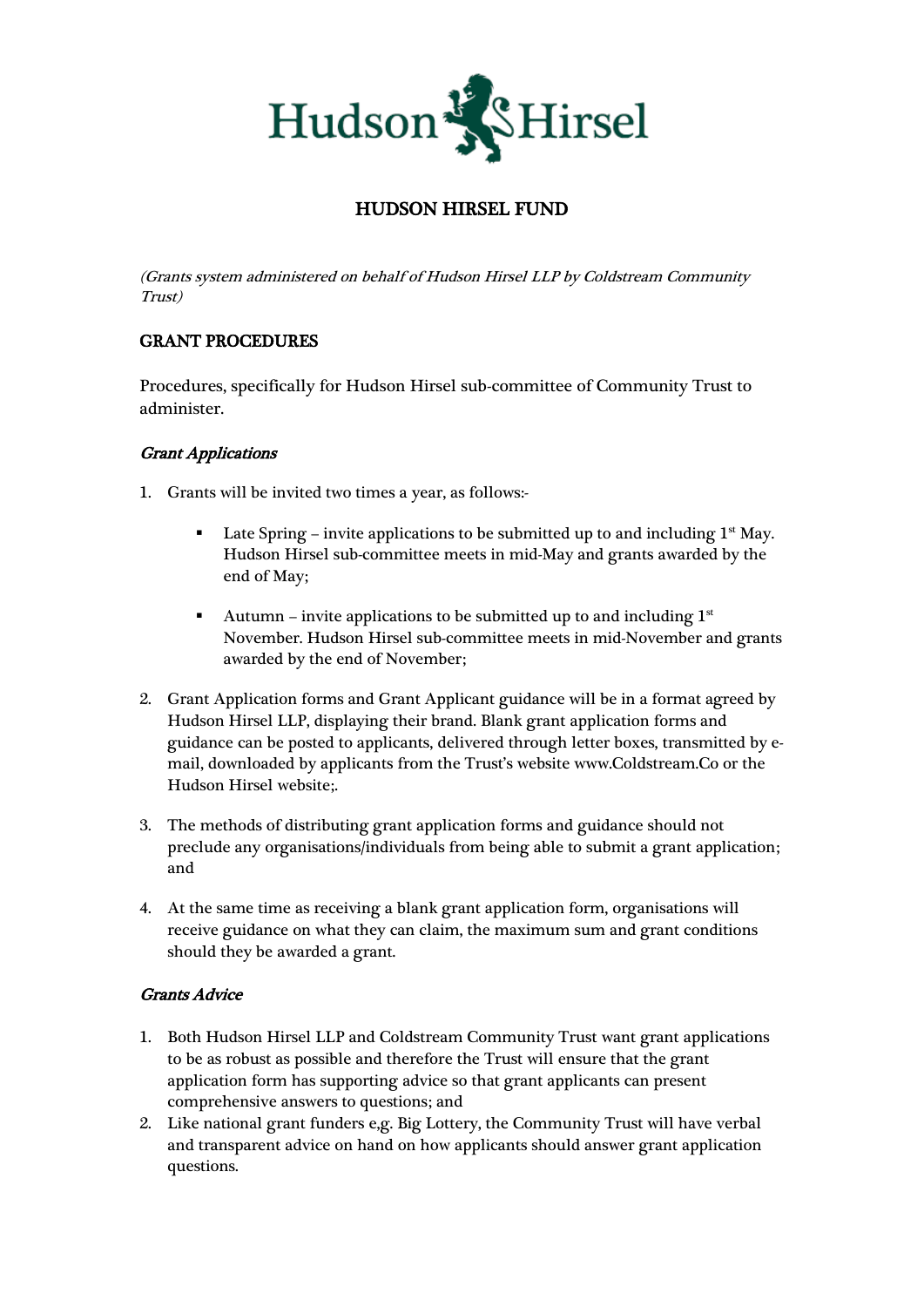# HUDSON HIRSEL FUND

*(Grants system administered on behalf of Hudson Hirsel LLP by Coldstream Community Trust)*

## GRANT PROCEDURES

Procedures, specifically for Hudson Hirsel sub-committee of Community Trust to administer.

### *Grant Applications*

1. Grants will be invited two times a year, as follows:-

   - Late Spring – invite applications to be submitted up to and including 1st May. Hudson Hirsel sub-committee meets in mid-May and grants awarded by the end of May;

   - Autumn – invite applications to be submitted up to and including 1st November. Hudson Hirsel sub-committee meets in mid-November and grants awarded by the end of November;

2. Grant Application forms and Grant Applicant guidance will be in a format agreed by Hudson Hirsel LLP, displaying their brand. Blank grant application forms and guidance can be posted to applicants, delivered through letter boxes, transmitted by e-mail, downloaded by applicants from the Trust's website www.Coldstream.Co or the Hudson Hirsel website;.

3. The methods of distributing grant application forms and guidance should not preclude any organisations/individuals from being able to submit a grant application; and

4. At the same time as receiving a blank grant application form, organisations will receive guidance on what they can claim, the maximum sum and grant conditions should they be awarded a grant.

### *Grants Advice*

1. Both Hudson Hirsel LLP and Coldstream Community Trust want grant applications to be as robust as possible and therefore the Trust will ensure that the grant application form has supporting advice so that grant applicants can present comprehensive answers to questions; and
2. Like national grant funders e,g. Big Lottery, the Community Trust will have verbal and transparent advice on hand on how applicants should answer grant application questions.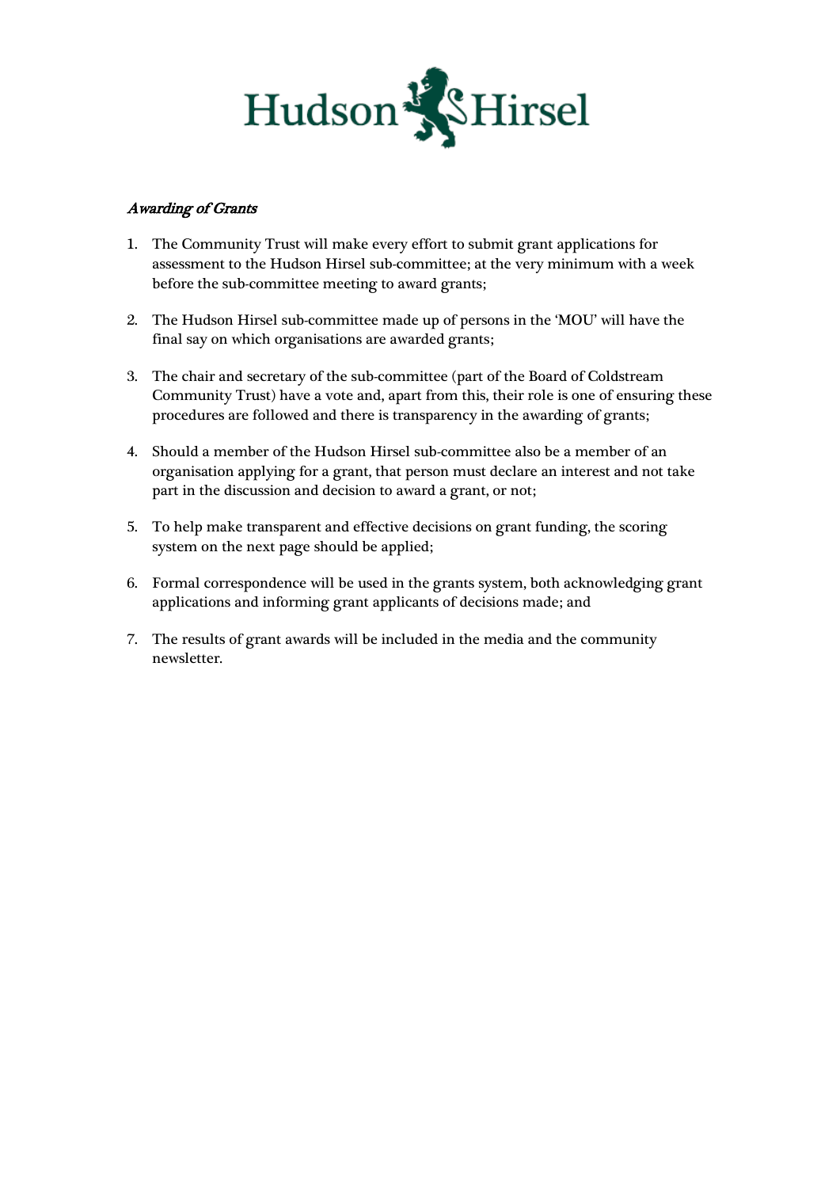*Awarding of Grants*

1. The Community Trust will make every effort to submit grant applications for assessment to the Hudson Hirsel sub-committee; at the very minimum with a week before the sub-committee meeting to award grants;

2. The Hudson Hirsel sub-committee made up of persons in the 'MOU' will have the final say on which organisations are awarded grants;

3. The chair and secretary of the sub-committee (part of the Board of Coldstream Community Trust) have a vote and, apart from this, their role is one of ensuring these procedures are followed and there is transparency in the awarding of grants;

4. Should a member of the Hudson Hirsel sub-committee also be a member of an organisation applying for a grant, that person must declare an interest and not take part in the discussion and decision to award a grant, or not;

5. To help make transparent and effective decisions on grant funding, the scoring system on the next page should be applied;

6. Formal correspondence will be used in the grants system, both acknowledging grant applications and informing grant applicants of decisions made; and

7. The results of grant awards will be included in the media and the community newsletter.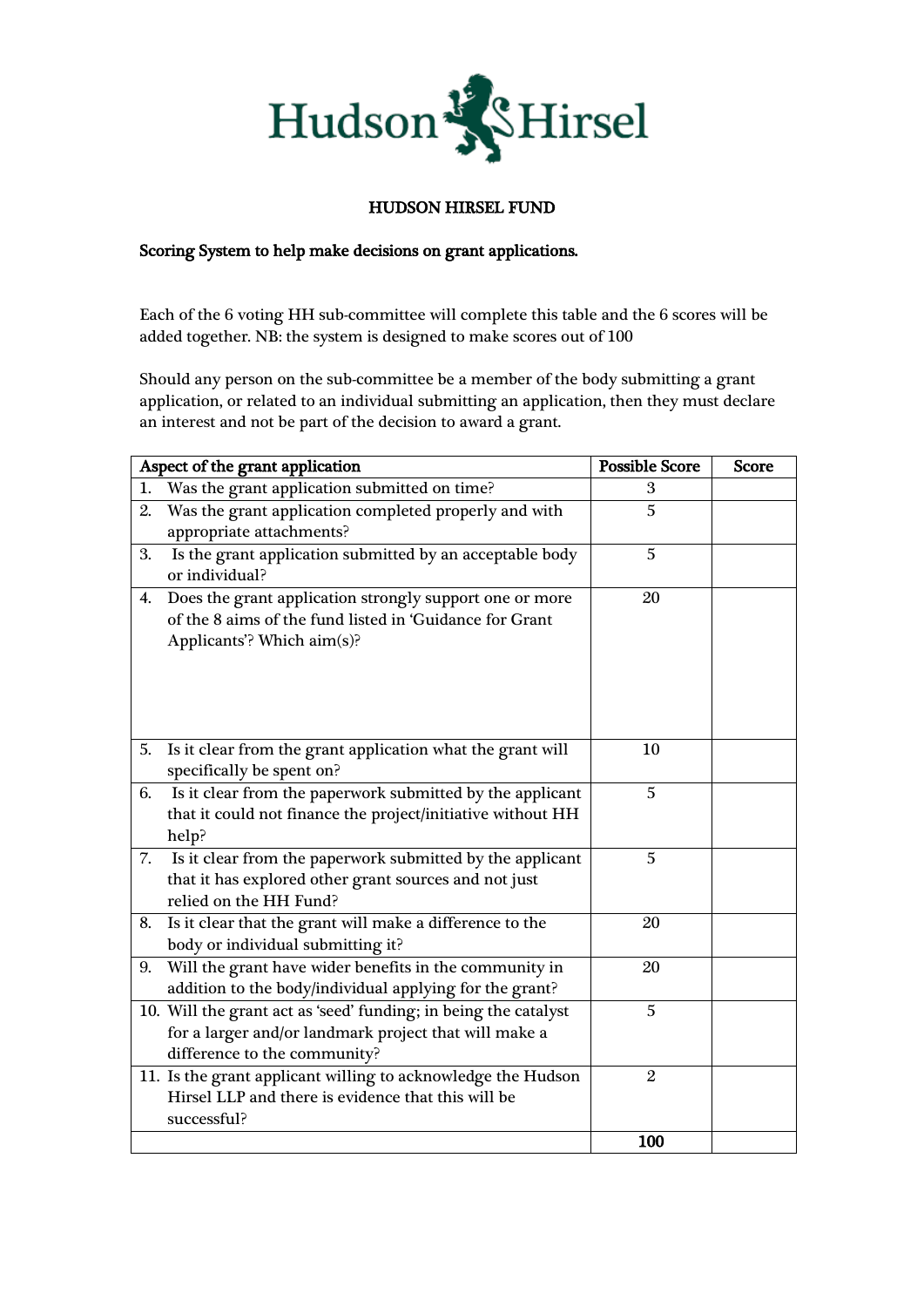Hudson Hirsel

# HUDSON HIRSEL FUND

**Scoring System to help make decisions on grant applications.**

Each of the 6 voting HH sub-committee will complete this table and the 6 scores will be added together. NB: the system is designed to make scores out of 100

Should any person on the sub-committee be a member of the body submitting a grant application, or related to an individual submitting an application, then they must declare an interest and not be part of the decision to award a grant.

| Aspect of the grant application | Possible Score | Score |
|---|---|---|
| 1. Was the grant application submitted on time? | 3 | |
| 2. Was the grant application completed properly and with appropriate attachments? | 5 | |
| 3. Is the grant application submitted by an acceptable body or individual? | 5 | |
| 4. Does the grant application strongly support one or more of the 8 aims of the fund listed in 'Guidance for Grant Applicants'? Which aim(s)? | 20 | |
| 5. Is it clear from the grant application what the grant will specifically be spent on? | 10 | |
| 6. Is it clear from the paperwork submitted by the applicant that it could not finance the project/initiative without HH help? | 5 | |
| 7. Is it clear from the paperwork submitted by the applicant that it has explored other grant sources and not just relied on the HH Fund? | 5 | |
| 8. Is it clear that the grant will make a difference to the body or individual submitting it? | 20 | |
| 9. Will the grant have wider benefits in the community in addition to the body/individual applying for the grant? | 20 | |
| 10. Will the grant act as 'seed' funding; in being the catalyst for a larger and/or landmark project that will make a difference to the community? | 5 | |
| 11. Is the grant applicant willing to acknowledge the Hudson Hirsel LLP and there is evidence that this will be successful? | 2 | |
| | **100** | |